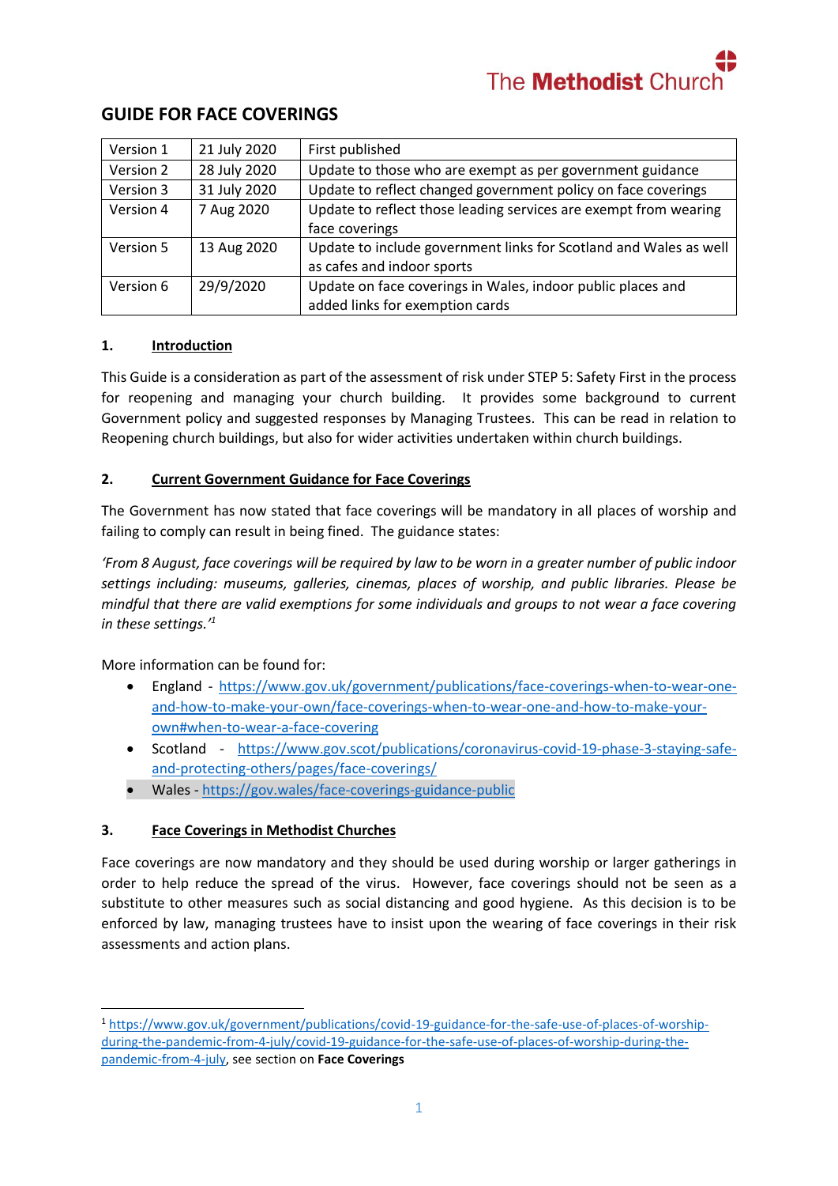The Methodist Church

# GUIDE FOR FACE COVERINGS

| Version 1 | 21 July 2020 | First published |
|---|---|---|
| Version 2 | 28 July 2020 | Update to those who are exempt as per government guidance |
| Version 3 | 31 July 2020 | Update to reflect changed government policy on face coverings |
| Version 4 | 7 Aug 2020 | Update to reflect those leading services are exempt from wearing face coverings |
| Version 5 | 13 Aug 2020 | Update to include government links for Scotland and Wales as well as cafes and indoor sports |
| Version 6 | 29/9/2020 | Update on face coverings in Wales, indoor public places and added links for exemption cards |

## 1. Introduction

This Guide is a consideration as part of the assessment of risk under STEP 5: Safety First in the process for reopening and managing your church building. It provides some background to current Government policy and suggested responses by Managing Trustees. This can be read in relation to Reopening church buildings, but also for wider activities undertaken within church buildings.

## 2. Current Government Guidance for Face Coverings

The Government has now stated that face coverings will be mandatory in all places of worship and failing to comply can result in being fined. The guidance states:

*'From 8 August, face coverings will be required by law to be worn in a greater number of public indoor settings including: museums, galleries, cinemas, places of worship, and public libraries. Please be mindful that there are valid exemptions for some individuals and groups to not wear a face covering in these settings.'*[1]

More information can be found for:

- England - https://www.gov.uk/government/publications/face-coverings-when-to-wear-one-and-how-to-make-your-own/face-coverings-when-to-wear-one-and-how-to-make-your-own#when-to-wear-a-face-covering
- Scotland - https://www.gov.scot/publications/coronavirus-covid-19-phase-3-staying-safe-and-protecting-others/pages/face-coverings/
- Wales - https://gov.wales/face-coverings-guidance-public

## 3. Face Coverings in Methodist Churches

Face coverings are now mandatory and they should be used during worship or larger gatherings in order to help reduce the spread of the virus. However, face coverings should not be seen as a substitute to other measures such as social distancing and good hygiene. As this decision is to be enforced by law, managing trustees have to insist upon the wearing of face coverings in their risk assessments and action plans.

---

[1] https://www.gov.uk/government/publications/covid-19-guidance-for-the-safe-use-of-places-of-worship-during-the-pandemic-from-4-july/covid-19-guidance-for-the-safe-use-of-places-of-worship-during-the-pandemic-from-4-july, see section on **Face Coverings**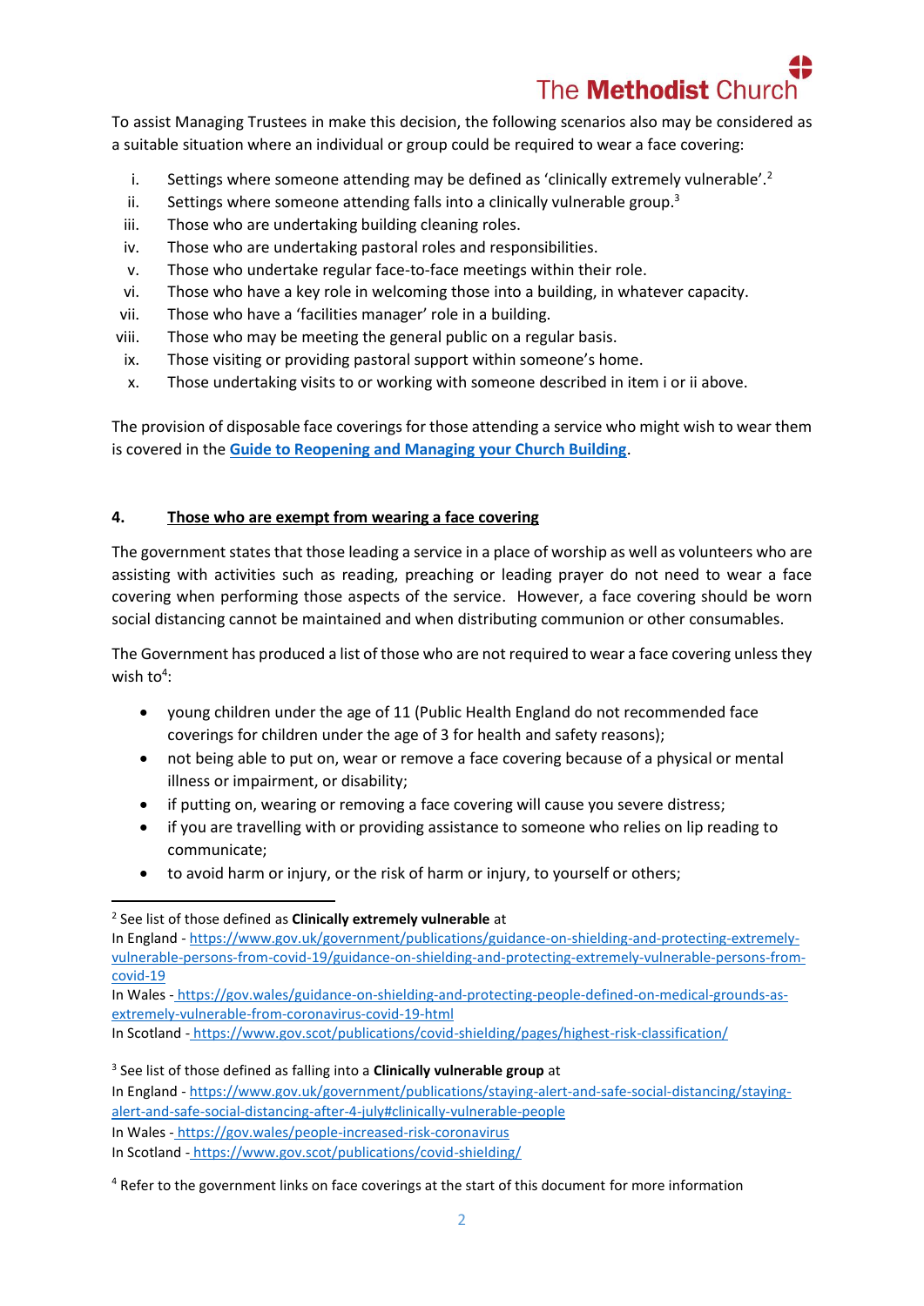To assist Managing Trustees in make this decision, the following scenarios also may be considered as a suitable situation where an individual or group could be required to wear a face covering:

i. Settings where someone attending may be defined as 'clinically extremely vulnerable'.[2]
ii. Settings where someone attending falls into a clinically vulnerable group.[3]
iii. Those who are undertaking building cleaning roles.
iv. Those who are undertaking pastoral roles and responsibilities.
v. Those who undertake regular face-to-face meetings within their role.
vi. Those who have a key role in welcoming those into a building, in whatever capacity.
vii. Those who have a 'facilities manager' role in a building.
viii. Those who may be meeting the general public on a regular basis.
ix. Those visiting or providing pastoral support within someone's home.
x. Those undertaking visits to or working with someone described in item i or ii above.

The provision of disposable face coverings for those attending a service who might wish to wear them is covered in the **[Guide to Reopening and Managing your Church Building](#)**.

## 4. Those who are exempt from wearing a face covering

The government states that those leading a service in a place of worship as well as volunteers who are assisting with activities such as reading, preaching or leading prayer do not need to wear a face covering when performing those aspects of the service. However, a face covering should be worn social distancing cannot be maintained and when distributing communion or other consumables.

The Government has produced a list of those who are not required to wear a face covering unless they wish to[4]:

- young children under the age of 11 (Public Health England do not recommended face coverings for children under the age of 3 for health and safety reasons);
- not being able to put on, wear or remove a face covering because of a physical or mental illness or impairment, or disability;
- if putting on, wearing or removing a face covering will cause you severe distress;
- if you are travelling with or providing assistance to someone who relies on lip reading to communicate;
- to avoid harm or injury, or the risk of harm or injury, to yourself or others;

---

[2] See list of those defined as **Clinically extremely vulnerable** at
In England - https://www.gov.uk/government/publications/guidance-on-shielding-and-protecting-extremely-vulnerable-persons-from-covid-19/guidance-on-shielding-and-protecting-extremely-vulnerable-persons-from-covid-19
In Wales - https://gov.wales/guidance-on-shielding-and-protecting-people-defined-on-medical-grounds-as-extremely-vulnerable-from-coronavirus-covid-19-html
In Scotland - https://www.gov.scot/publications/covid-shielding/pages/highest-risk-classification/

[3] See list of those defined as falling into a **Clinically vulnerable group** at
In England - https://www.gov.uk/government/publications/staying-alert-and-safe-social-distancing/staying-alert-and-safe-social-distancing-after-4-july#clinically-vulnerable-people
In Wales - https://gov.wales/people-increased-risk-coronavirus
In Scotland - https://www.gov.scot/publications/covid-shielding/

[4] Refer to the government links on face coverings at the start of this document for more information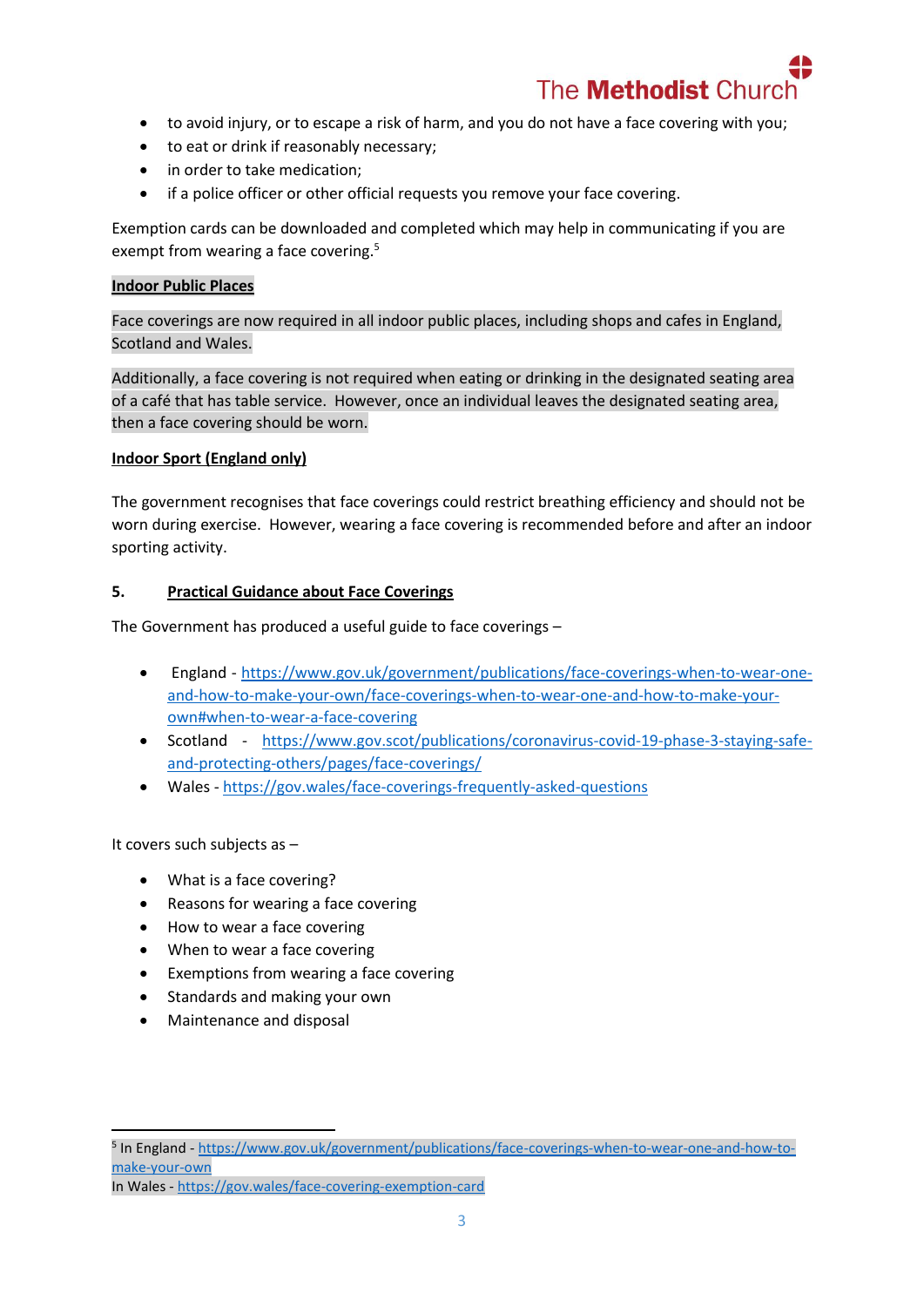- to avoid injury, or to escape a risk of harm, and you do not have a face covering with you;
- to eat or drink if reasonably necessary;
- in order to take medication;
- if a police officer or other official requests you remove your face covering.

Exemption cards can be downloaded and completed which may help in communicating if you are exempt from wearing a face covering.[5]

**Indoor Public Places**

Face coverings are now required in all indoor public places, including shops and cafes in England, Scotland and Wales.

Additionally, a face covering is not required when eating or drinking in the designated seating area of a café that has table service. However, once an individual leaves the designated seating area, then a face covering should be worn.

**Indoor Sport (England only)**

The government recognises that face coverings could restrict breathing efficiency and should not be worn during exercise. However, wearing a face covering is recommended before and after an indoor sporting activity.

## 5. Practical Guidance about Face Coverings

The Government has produced a useful guide to face coverings –

- England - https://www.gov.uk/government/publications/face-coverings-when-to-wear-one-and-how-to-make-your-own/face-coverings-when-to-wear-one-and-how-to-make-your-own#when-to-wear-a-face-covering
- Scotland - https://www.gov.scot/publications/coronavirus-covid-19-phase-3-staying-safe-and-protecting-others/pages/face-coverings/
- Wales - https://gov.wales/face-coverings-frequently-asked-questions

It covers such subjects as –

- What is a face covering?
- Reasons for wearing a face covering
- How to wear a face covering
- When to wear a face covering
- Exemptions from wearing a face covering
- Standards and making your own
- Maintenance and disposal

---

[5] In England - https://www.gov.uk/government/publications/face-coverings-when-to-wear-one-and-how-to-make-your-own
In Wales - https://gov.wales/face-covering-exemption-card